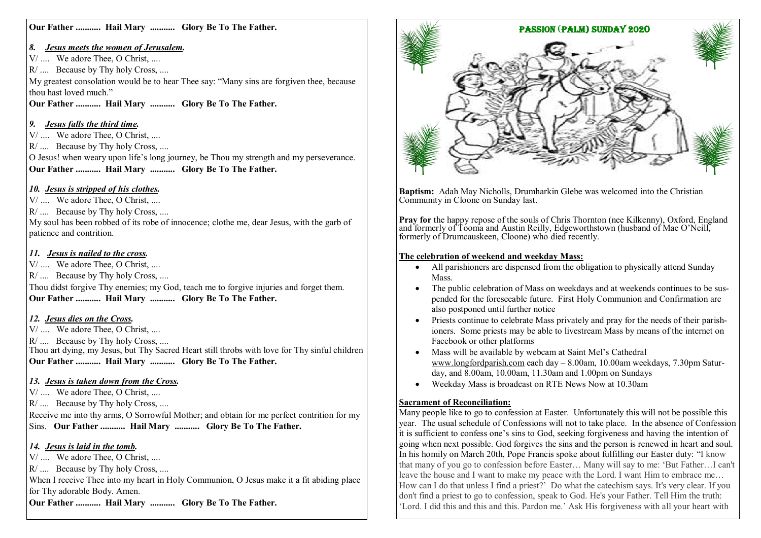**Our Father ........... Hail Mary ........... Glory Be To The Father.**

### *8. Jesus meets the women of Jerusalem.*

V/ .... We adore Thee, O Christ, ....

R/ .... Because by Thy holy Cross, ....

My greatest consolation would be to hear Thee say: "Many sins are forgiven thee, because thou hast loved much."

**Our Father ........... Hail Mary ........... Glory Be To The Father.**

### *9. Jesus falls the third time.*

V/ .... We adore Thee, O Christ, ....

R/ .... Because by Thy holy Cross, ....

O Jesus! when weary upon life's long journey, be Thou my strength and my perseverance.

**Our Father ........... Hail Mary ........... Glory Be To The Father.**

### *10. Jesus is stripped of his clothes.*

V/ .... We adore Thee, O Christ, ....

R/ .... Because by Thy holy Cross, ....

My soul has been robbed of its robe of innocence; clothe me, dear Jesus, with the garb of patience and contrition.

### *11. Jesus is nailed to the cross.*

V/ .... We adore Thee, O Christ, ....

R/ .... Because by Thy holy Cross, ....

Thou didst forgive Thy enemies; my God, teach me to forgive injuries and forget them.

**Our Father ........... Hail Mary ........... Glory Be To The Father.**

### *12. Jesus dies on the Cross.*

V/ .... We adore Thee, O Christ, ....

R/ .... Because by Thy holy Cross, ....

Thou art dying, my Jesus, but Thy Sacred Heart still throbs with love for Thy sinful children

**Our Father ........... Hail Mary ........... Glory Be To The Father.**

### *13. Jesus is taken down from the Cross.*

V/ .... We adore Thee, O Christ, ....

R/ .... Because by Thy holy Cross, ....

Receive me into thy arms, O Sorrowful Mother; and obtain for me perfect contrition for my Sins. **Our Father ........... Hail Mary ........... Glory Be To The Father.**

### *14. Jesus is laid in the tomb.*

V/ .... We adore Thee, O Christ, ....

R/ .... Because by Thy holy Cross, ....

When I receive Thee into my heart in Holy Communion, O Jesus make it a fit abiding place for Thy adorable Body. Amen.

**Our Father ........... Hail Mary ........... Glory Be To The Father.**

## PASSION (PALM) SUNDAY 2020

**Baptism:** Adah May Nicholls, Drumharkin Glebe was welcomed into the Christian Community in Cloone on Sunday last.

**Pray for** the happy repose of the souls of Chris Thornton (nee Kilkenny), Oxford, England and formerly of Tooma and Austin Reilly, Edgeworthstown (husband of Mae O'Neill, formerly of Drumcauskeen, Cloone) who died recently.

**The celebration of weekend and weekday Mass:**

- All parishioners are dispensed from the obligation to physically attend Sunday Mass.
- The public celebration of Mass on weekdays and at weekends continues to be suspended for the foreseeable future. First Holy Communion and Confirmation are also postponed until further notice
- Priests continue to celebrate Mass privately and pray for the needs of their parishioners. Some priests may be able to livestream Mass by means of the internet on Facebook or other platforms
- Mass will be available by webcam at Saint Mel's Cathedral www.longfordparish.com each day – 8.00am, 10.00am weekdays, 7.30pm Saturday, and 8.00am, 10.00am, 11.30am and 1.00pm on Sundays
- Weekday Mass is broadcast on RTE News Now at 10.30am

**Sacrament of Reconciliation:**

Many people like to go to confession at Easter. Unfortunately this will not be possible this year. The usual schedule of Confessions will not to take place. In the absence of Confession it is sufficient to confess one's sins to God, seeking forgiveness and having the intention of going when next possible. God forgives the sins and the person is renewed in heart and soul. In his homily on March 20th, Pope Francis spoke about fulfilling our Easter duty: "I know that many of you go to confession before Easter… Many will say to me: 'But Father…I can't leave the house and I want to make my peace with the Lord. I want Him to embrace me… How can I do that unless I find a priest?' Do what the catechism says. It's very clear. If you don't find a priest to go to confession, speak to God. He's your Father. Tell Him the truth: 'Lord. I did this and this and this. Pardon me.' Ask His forgiveness with all your heart with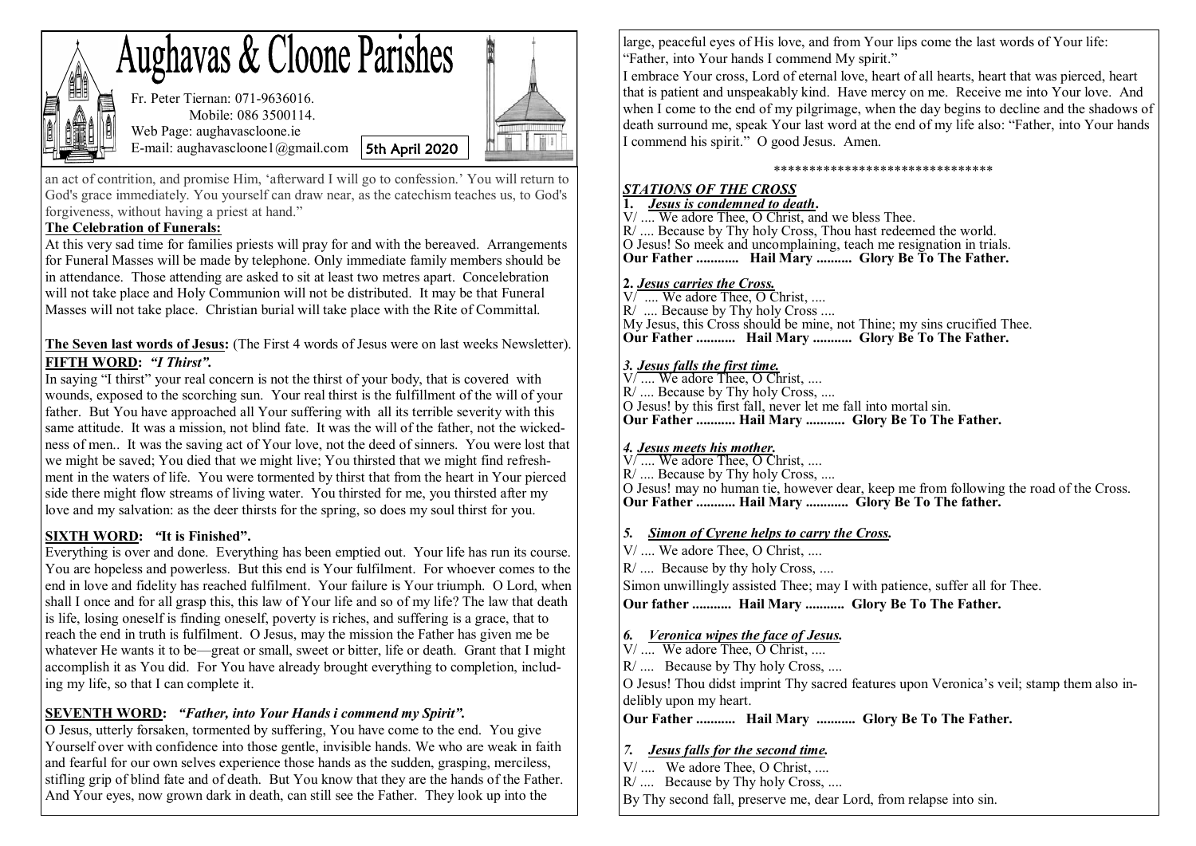# Aughavas & Cloone Parishes

Fr. Peter Tiernan: 071-9636016.
Mobile: 086 3500114.
Web Page: aughavascloone.ie
E-mail: aughavascloone1@gmail.com

5th April 2020

an act of contrition, and promise Him, 'afterward I will go to confession.' You will return to God's grace immediately. You yourself can draw near, as the catechism teaches us, to God's forgiveness, without having a priest at hand."

**The Celebration of Funerals:**

At this very sad time for families priests will pray for and with the bereaved. Arrangements for Funeral Masses will be made by telephone. Only immediate family members should be in attendance. Those attending are asked to sit at least two metres apart. Concelebration will not take place and Holy Communion will not be distributed. It may be that Funeral Masses will not take place. Christian burial will take place with the Rite of Committal.

**The Seven last words of Jesus:** (The First 4 words of Jesus were on last weeks Newsletter).

**FIFTH WORD:** ***"I Thirst".***

In saying "I thirst" your real concern is not the thirst of your body, that is covered with wounds, exposed to the scorching sun. Your real thirst is the fulfillment of the will of your father. But You have approached all Your suffering with all its terrible severity with this same attitude. It was a mission, not blind fate. It was the will of the father, not the wickedness of men.. It was the saving act of Your love, not the deed of sinners. You were lost that we might be saved; You died that we might live; You thirsted that we might find refreshment in the waters of life. You were tormented by thirst that from the heart in Your pierced side there might flow streams of living water. You thirsted for me, you thirsted after my love and my salvation: as the deer thirsts for the spring, so does my soul thirst for you.

**SIXTH WORD: "It is Finished".**

Everything is over and done. Everything has been emptied out. Your life has run its course. You are hopeless and powerless. But this end is Your fulfilment. For whoever comes to the end in love and fidelity has reached fulfilment. Your failure is Your triumph. O Lord, when shall I once and for all grasp this, this law of Your life and so of my life? The law that death is life, losing oneself is finding oneself, poverty is riches, and suffering is a grace, that to reach the end in truth is fulfilment. O Jesus, may the mission the Father has given me be whatever He wants it to be—great or small, sweet or bitter, life or death. Grant that I might accomplish it as You did. For You have already brought everything to completion, including my life, so that I can complete it.

**SEVENTH WORD:** ***"Father, into Your Hands i commend my Spirit".***

O Jesus, utterly forsaken, tormented by suffering, You have come to the end. You give Yourself over with confidence into those gentle, invisible hands. We who are weak in faith and fearful for our own selves experience those hands as the sudden, grasping, merciless, stifling grip of blind fate and of death. But You know that they are the hands of the Father. And Your eyes, now grown dark in death, can still see the Father. They look up into the large, peaceful eyes of His love, and from Your lips come the last words of Your life: "Father, into Your hands I commend My spirit."

I embrace Your cross, Lord of eternal love, heart of all hearts, heart that was pierced, heart that is patient and unspeakably kind. Have mercy on me. Receive me into Your love. And when I come to the end of my pilgrimage, when the day begins to decline and the shadows of death surround me, speak Your last word at the end of my life also: "Father, into Your hands I commend his spirit." O good Jesus. Amen.

\*\*\*\*\*\*\*\*\*\*\*\*\*\*\*\*\*\*\*\*\*\*\*\*\*\*\*\*\*\*\*

***STATIONS OF THE CROSS***

**1. *Jesus is condemned to death*.**

V/ .... We adore Thee, O Christ, and we bless Thee.
R/ .... Because by Thy holy Cross, Thou hast redeemed the world.
O Jesus! So meek and uncomplaining, teach me resignation in trials.
**Our Father ........... Hail Mary .......... Glory Be To The Father.**

**2. *Jesus carries the Cross.***

V/ .... We adore Thee, O Christ, ....
R/ .... Because by Thy holy Cross ....
My Jesus, this Cross should be mine, not Thine; my sins crucified Thee.
**Our Father ........... Hail Mary ........... Glory Be To The Father.**

***3. Jesus falls the first time.***

V/ .... We adore Thee, O Christ, ....
R/ .... Because by Thy holy Cross, ....
O Jesus! by this first fall, never let me fall into mortal sin.
**Our Father ........... Hail Mary ........... Glory Be To The Father.**

***4. Jesus meets his mother.***

V/ .... We adore Thee, O Christ, ....
R/ .... Because by Thy holy Cross, ....
O Jesus! may no human tie, however dear, keep me from following the road of the Cross.
**Our Father ........... Hail Mary ............ Glory Be To The father.**

***5. Simon of Cyrene helps to carry the Cross.***

V/ .... We adore Thee, O Christ, ....
R/ .... Because by thy holy Cross, ....
Simon unwillingly assisted Thee; may I with patience, suffer all for Thee.
**Our father ........... Hail Mary ........... Glory Be To The Father.**

***6. Veronica wipes the face of Jesus.***

V/ .... We adore Thee, O Christ, ....
R/ .... Because by Thy holy Cross, ....
O Jesus! Thou didst imprint Thy sacred features upon Veronica's veil; stamp them also indelibly upon my heart.
**Our Father ........... Hail Mary ........... Glory Be To The Father.**

***7. Jesus falls for the second time.***

V/ .... We adore Thee, O Christ, ....
R/ .... Because by Thy holy Cross, ....
By Thy second fall, preserve me, dear Lord, from relapse into sin.